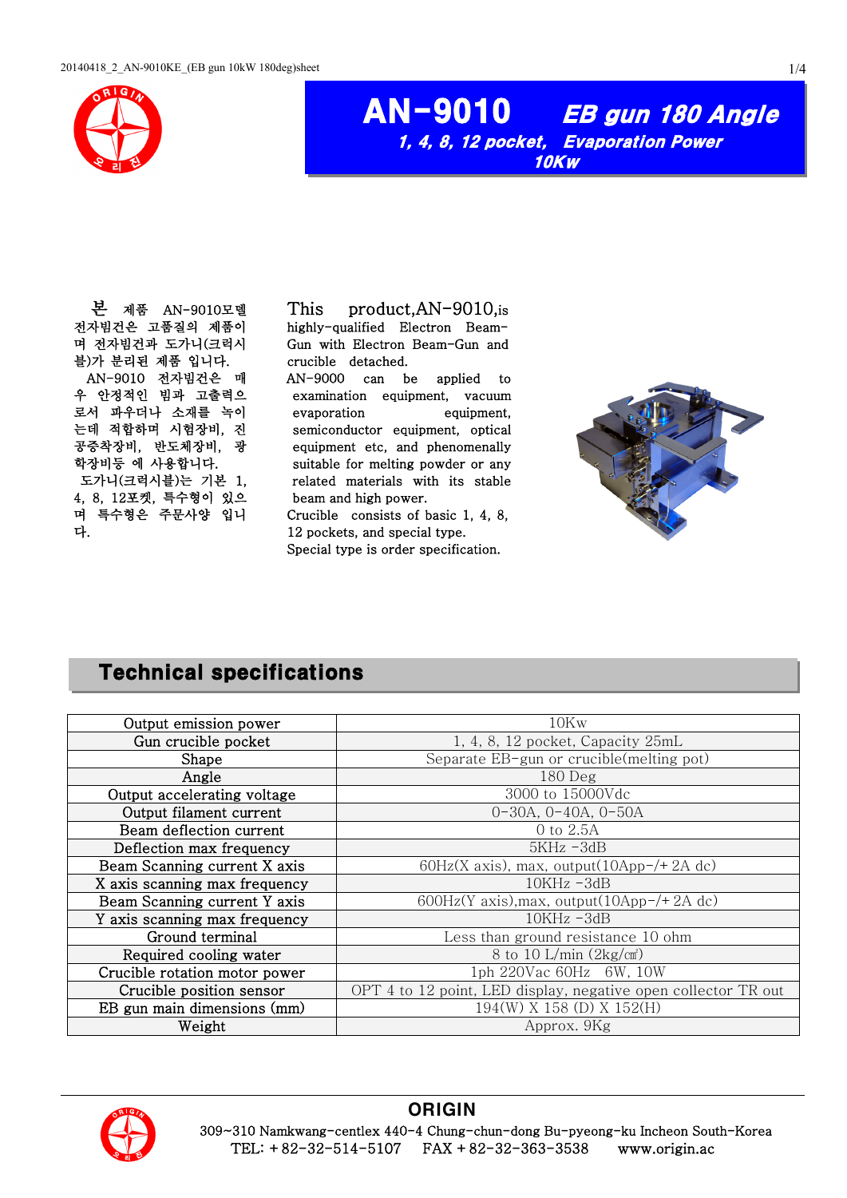# AN-9010 *EB gun 180 Angle*

***1, 4, 8, 12 pocket, Evaporation Power 10Kw***

본 제품 AN-9010모델 전자빔건은 고품질의 제품이며 전자빔건과 도가니(크럭시블)가 분리된 제품 입니다.

AN-9010 전자빔건은 매우 안정적인 빔과 고출력으로서 파우더나 소재를 녹이는데 적합하며 시험장비, 진공증착장비, 반도체장비, 광학장비등 에 사용합니다.

도가니(크럭시블)는 기본 1, 4, 8, 12포켓, 특수형이 있으며 특수형은 주문사양 입니다.

This product,AN-9010,is highly-qualified Electron Beam-Gun with Electron Beam-Gun and crucible detached.

AN-9000 can be applied to examination equipment, vacuum evaporation equipment, semiconductor equipment, optical equipment etc, and phenomenally suitable for melting powder or any related materials with its stable beam and high power.

Crucible consists of basic 1, 4, 8, 12 pockets, and special type.

Special type is order specification.

## Technical specifications

| | |
|---|---|
| Output emission power | 10Kw |
| Gun crucible pocket | 1, 4, 8, 12 pocket, Capacity 25mL |
| Shape | Separate EB-gun or crucible(melting pot) |
| Angle | 180 Deg |
| Output accelerating voltage | 3000 to 15000Vdc |
| Output filament current | 0-30A, 0-40A, 0-50A |
| Beam deflection current | 0 to 2.5A |
| Deflection max frequency | 5KHz -3dB |
| Beam Scanning current X axis | 60Hz(X axis), max, output(10App-/+ 2A dc) |
| X axis scanning max frequency | 10KHz -3dB |
| Beam Scanning current Y axis | 600Hz(Y axis),max, output(10App-/+ 2A dc) |
| Y axis scanning max frequency | 10KHz -3dB |
| Ground terminal | Less than ground resistance 10 ohm |
| Required cooling water | 8 to 10 L/min (2kg/㎠) |
| Crucible rotation motor power | 1ph 220Vac 60Hz 6W, 10W |
| Crucible position sensor | OPT 4 to 12 point, LED display, negative open collector TR out |
| EB gun main dimensions (mm) | 194(W) X 158 (D) X 152(H) |
| Weight | Approx. 9Kg |

**ORIGIN**

309~310 Namkwang-centlex 440-4 Chung-chun-dong Bu-pyeong-ku Incheon South-Korea

TEL: +82-32-514-5107 FAX +82-32-363-3538 www.origin.ac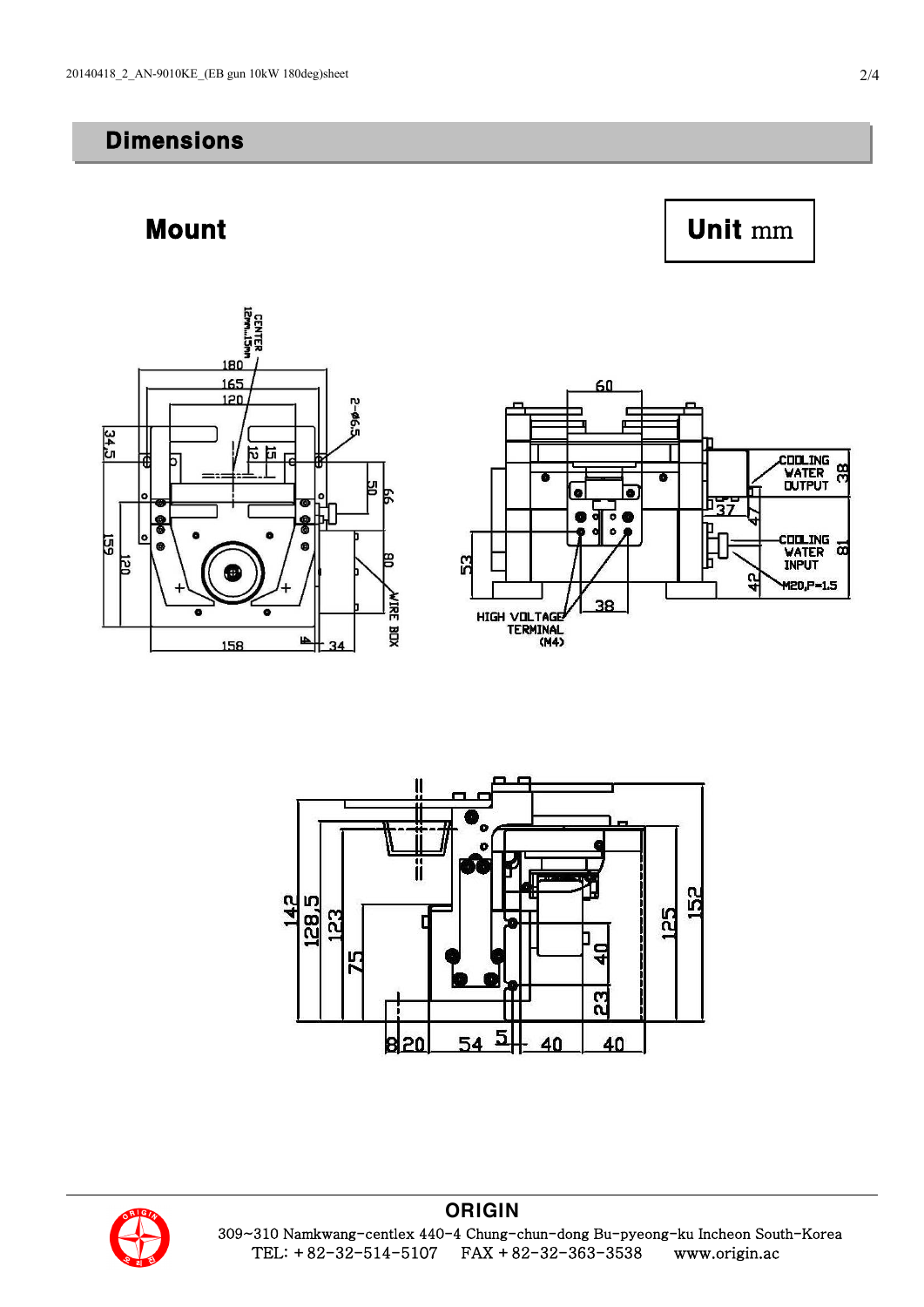## Dimensions

### Mount

**Unit** mm

CENTER 12mm...15mm

180

165

120

2-Φ6.5

34.5

12

15

50

66

159

120

80

WIRE BOX

158

4

34

60

COOLING WATER OUTPUT

38

37

47

COOLING WATER INPUT

81

42

M20,P=1.5

53

38

HIGH VOLTAGE TERMINAL (M4)

142

128.5

123

75

125

152

40

23

8

20

54

5

40

40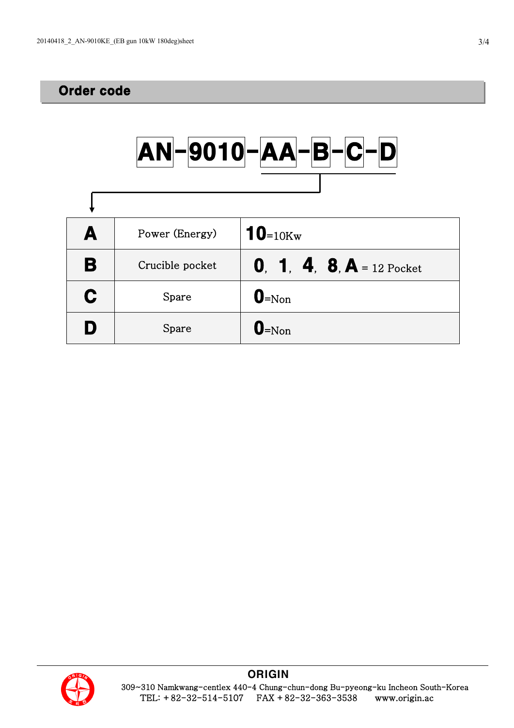## Order code

**AN-9010-AA-B-C-D**

| | | |
|---|---|---|
| **A** | Power (Energy) | **10**=10Kw |
| **B** | Crucible pocket | **0**, **1**, **4**, **8**, **A** = 12 Pocket |
| **C** | Spare | **0**=Non |
| **D** | Spare | **0**=Non |

**ORIGIN**

309~310 Namkwang-centlex 440-4 Chung-chun-dong Bu-pyeong-ku Incheon South-Korea
TEL: +82-32-514-5107 FAX +82-32-363-3538 www.origin.ac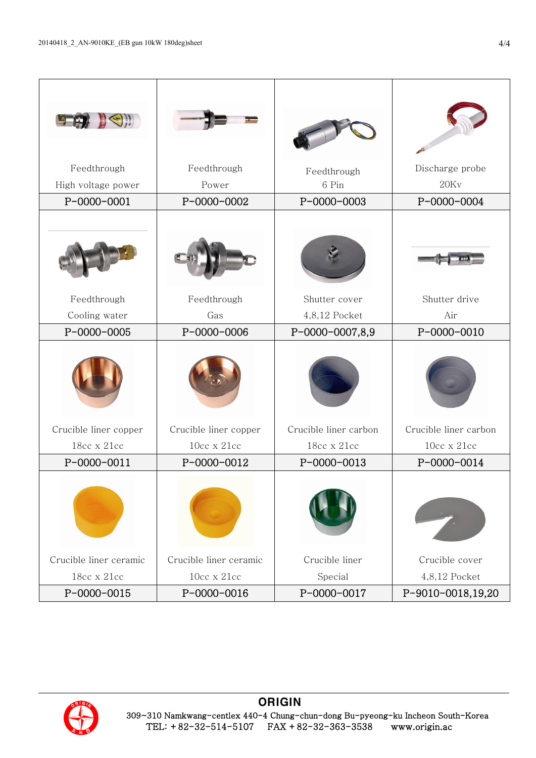| | | | |
|---|---|---|---|
| Feedthrough High voltage power | Feedthrough Power | Feedthrough 6 Pin | Discharge probe 20Kv |
| P-0000-0001 | P-0000-0002 | P-0000-0003 | P-0000-0004 |
| Feedthrough Cooling water | Feedthrough Gas | Shutter cover 4,8,12 Pocket | Shutter drive Air |
| P-0000-0005 | P-0000-0006 | P-0000-0007,8,9 | P-0000-0010 |
| Crucible liner copper 18cc x 21cc | Crucible liner copper 10cc x 21cc | Crucible liner carbon 18cc x 21cc | Crucible liner carbon 10cc x 21cc |
| P-0000-0011 | P-0000-0012 | P-0000-0013 | P-0000-0014 |
| Crucible liner ceramic 18cc x 21cc | Crucible liner ceramic 10cc x 21cc | Crucible liner Special | Crucible cover 4,8,12 Pocket |
| P-0000-0015 | P-0000-0016 | P-0000-0017 | P-9010-0018,19,20 |

**ORIGIN**

309~310 Namkwang-centlex 440-4 Chung-chun-dong Bu-pyeong-ku Incheon South-Korea

TEL: +82-32-514-5107 FAX +82-32-363-3538 www.origin.ac